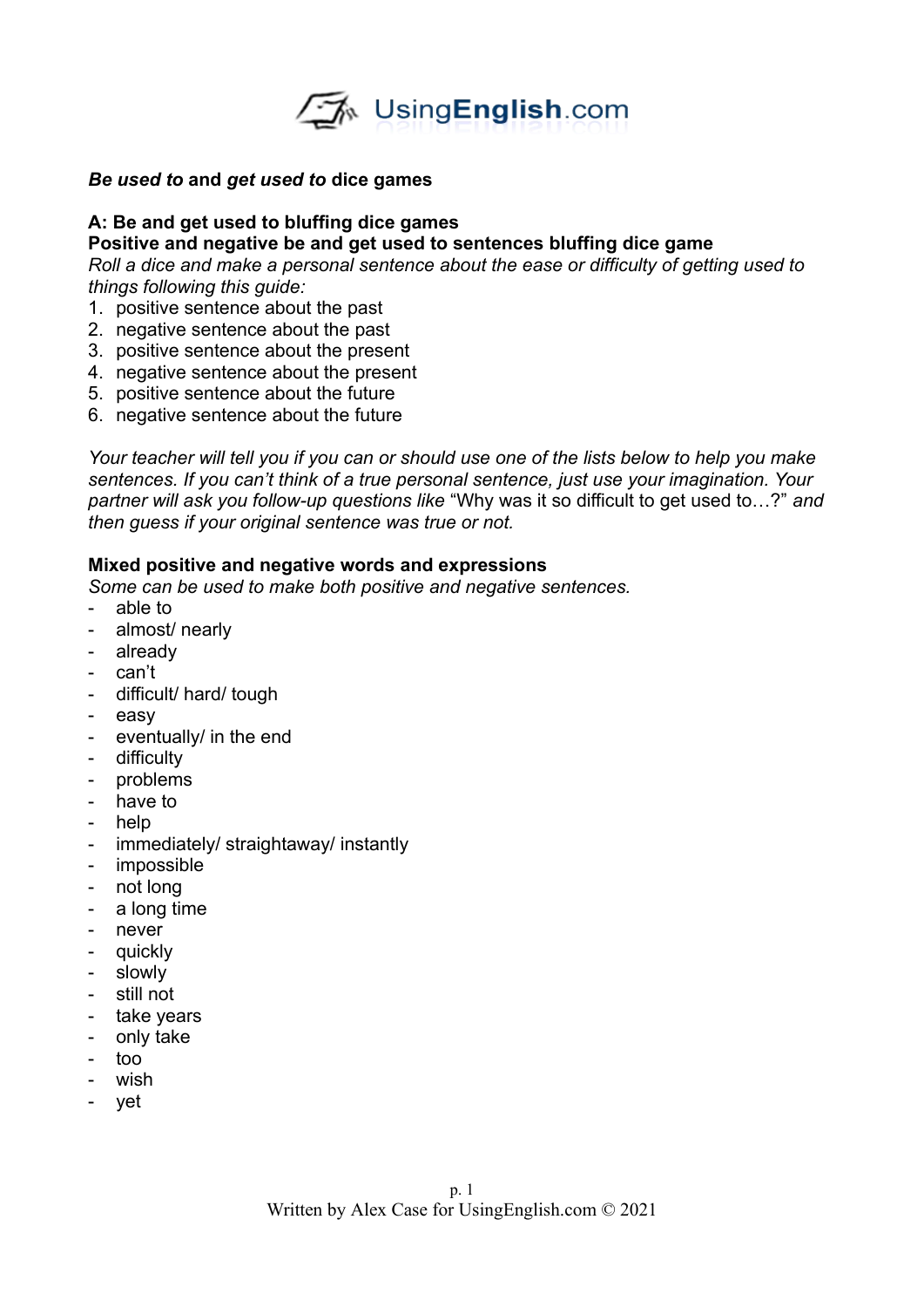## *Be used to* and *get used to* dice games

### A: Be and get used to bluffing dice games

**Positive and negative be and get used to sentences bluffing dice game**

*Roll a dice and make a personal sentence about the ease or difficulty of getting used to things following this guide:*

1. positive sentence about the past
2. negative sentence about the past
3. positive sentence about the present
4. negative sentence about the present
5. positive sentence about the future
6. negative sentence about the future

*Your teacher will tell you if you can or should use one of the lists below to help you make sentences. If you can't think of a true personal sentence, just use your imagination. Your partner will ask you follow-up questions like* "Why was it so difficult to get used to…?" *and then guess if your original sentence was true or not.*

**Mixed positive and negative words and expressions**

*Some can be used to make both positive and negative sentences.*

- able to
- almost/ nearly
- already
- can't
- difficult/ hard/ tough
- easy
- eventually/ in the end
- difficulty
- problems
- have to
- help
- immediately/ straightaway/ instantly
- impossible
- not long
- a long time
- never
- quickly
- slowly
- still not
- take years
- only take
- too
- wish
- yet

Written by Alex Case for UsingEnglish.com © 2021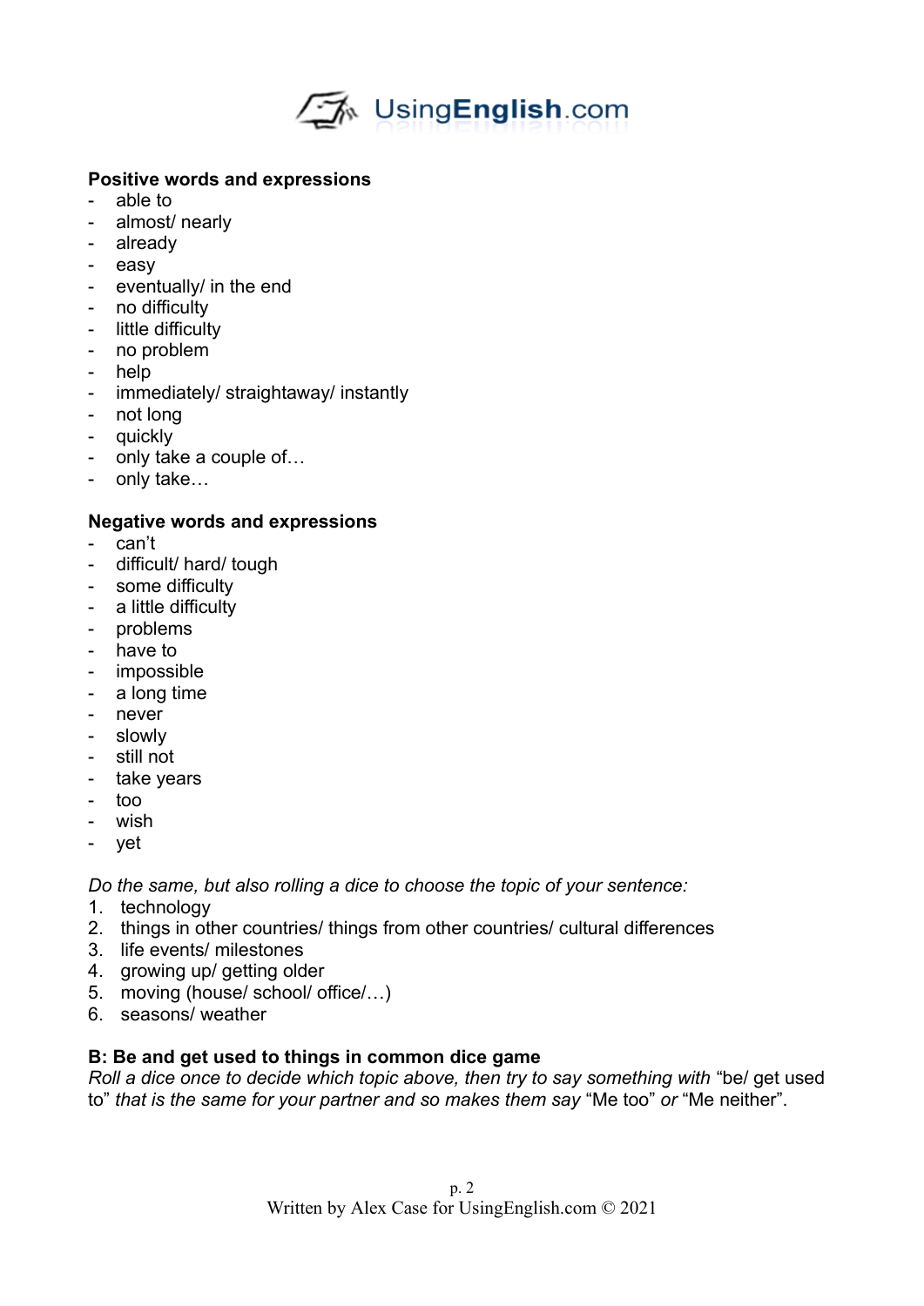**Positive words and expressions**

- able to
- almost/ nearly
- already
- easy
- eventually/ in the end
- no difficulty
- little difficulty
- no problem
- help
- immediately/ straightaway/ instantly
- not long
- quickly
- only take a couple of…
- only take…

**Negative words and expressions**

- can't
- difficult/ hard/ tough
- some difficulty
- a little difficulty
- problems
- have to
- impossible
- a long time
- never
- slowly
- still not
- take years
- too
- wish
- yet

*Do the same, but also rolling a dice to choose the topic of your sentence:*

1. technology
2. things in other countries/ things from other countries/ cultural differences
3. life events/ milestones
4. growing up/ getting older
5. moving (house/ school/ office/…)
6. seasons/ weather

**B: Be and get used to things in common dice game**

*Roll a dice once to decide which topic above, then try to say something with* "be/ get used to" *that is the same for your partner and so makes them say* "Me too" *or* "Me neither".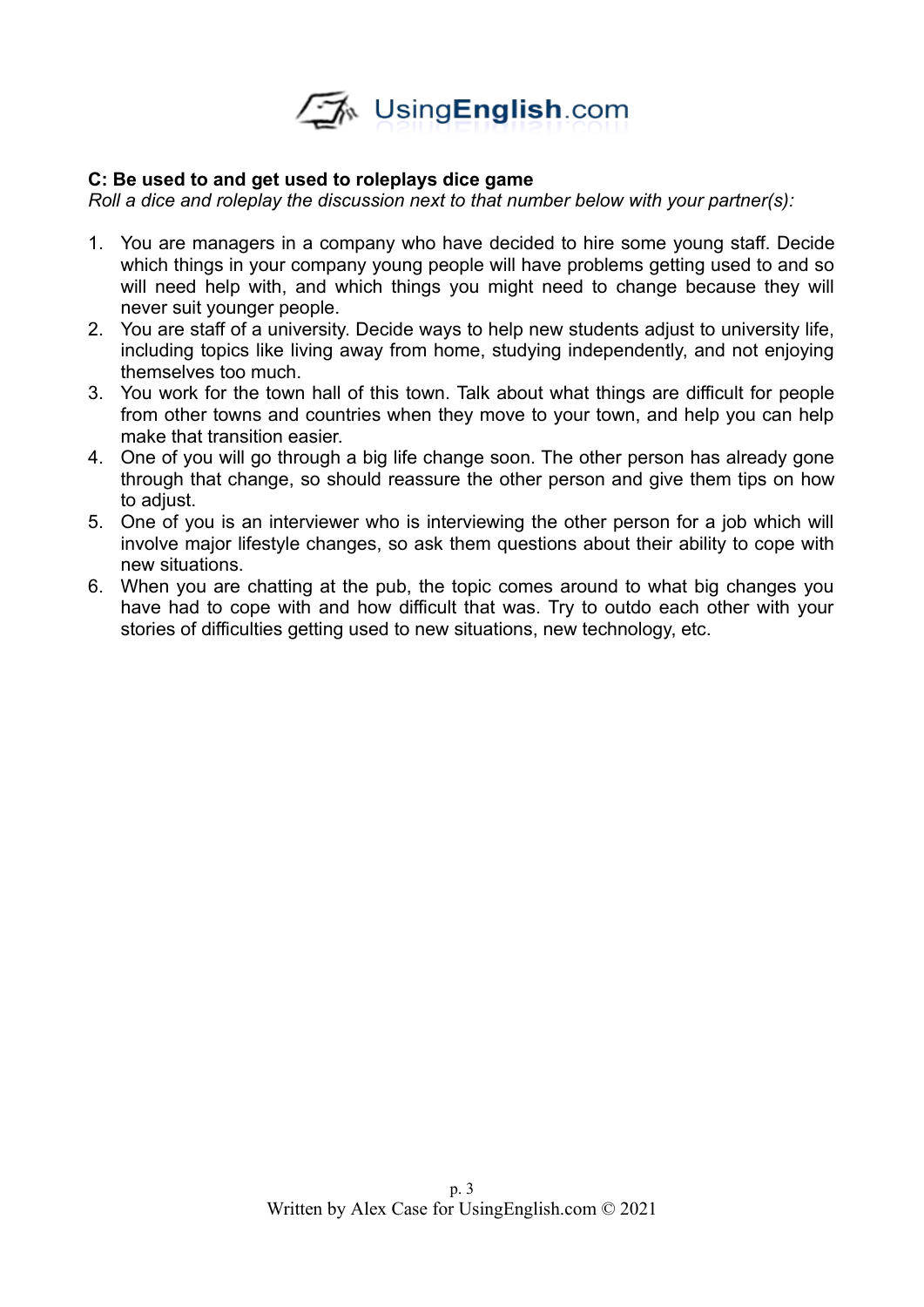**C: Be used to and get used to roleplays dice game**

*Roll a dice and roleplay the discussion next to that number below with your partner(s):*

1. You are managers in a company who have decided to hire some young staff. Decide which things in your company young people will have problems getting used to and so will need help with, and which things you might need to change because they will never suit younger people.
2. You are staff of a university. Decide ways to help new students adjust to university life, including topics like living away from home, studying independently, and not enjoying themselves too much.
3. You work for the town hall of this town. Talk about what things are difficult for people from other towns and countries when they move to your town, and help you can help make that transition easier.
4. One of you will go through a big life change soon. The other person has already gone through that change, so should reassure the other person and give them tips on how to adjust.
5. One of you is an interviewer who is interviewing the other person for a job which will involve major lifestyle changes, so ask them questions about their ability to cope with new situations.
6. When you are chatting at the pub, the topic comes around to what big changes you have had to cope with and how difficult that was. Try to outdo each other with your stories of difficulties getting used to new situations, new technology, etc.